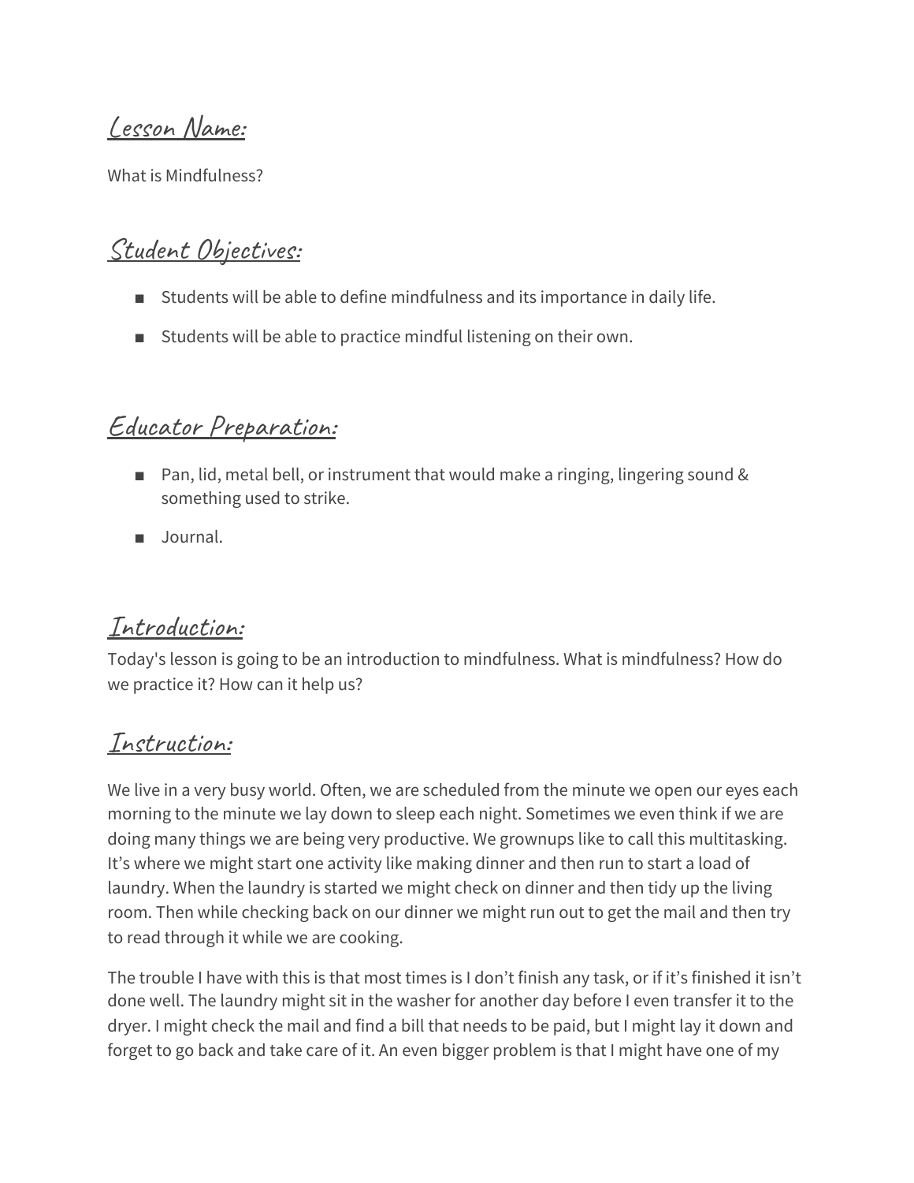## Lesson Name:

What is Mindfulness?

## Student Objectives:

- Students will be able to define mindfulness and its importance in daily life.
- Students will be able to practice mindful listening on their own.

## Educator Preparation:

- Pan, lid, metal bell, or instrument that would make a ringing, lingering sound & something used to strike.
- Journal.

## Introduction:

Today's lesson is going to be an introduction to mindfulness. What is mindfulness? How do we practice it? How can it help us?

## Instruction:

We live in a very busy world. Often, we are scheduled from the minute we open our eyes each morning to the minute we lay down to sleep each night. Sometimes we even think if we are doing many things we are being very productive. We grownups like to call this multitasking. It's where we might start one activity like making dinner and then run to start a load of laundry. When the laundry is started we might check on dinner and then tidy up the living room. Then while checking back on our dinner we might run out to get the mail and then try to read through it while we are cooking.

The trouble I have with this is that most times is I don't finish any task, or if it's finished it isn't done well. The laundry might sit in the washer for another day before I even transfer it to the dryer. I might check the mail and find a bill that needs to be paid, but I might lay it down and forget to go back and take care of it. An even bigger problem is that I might have one of my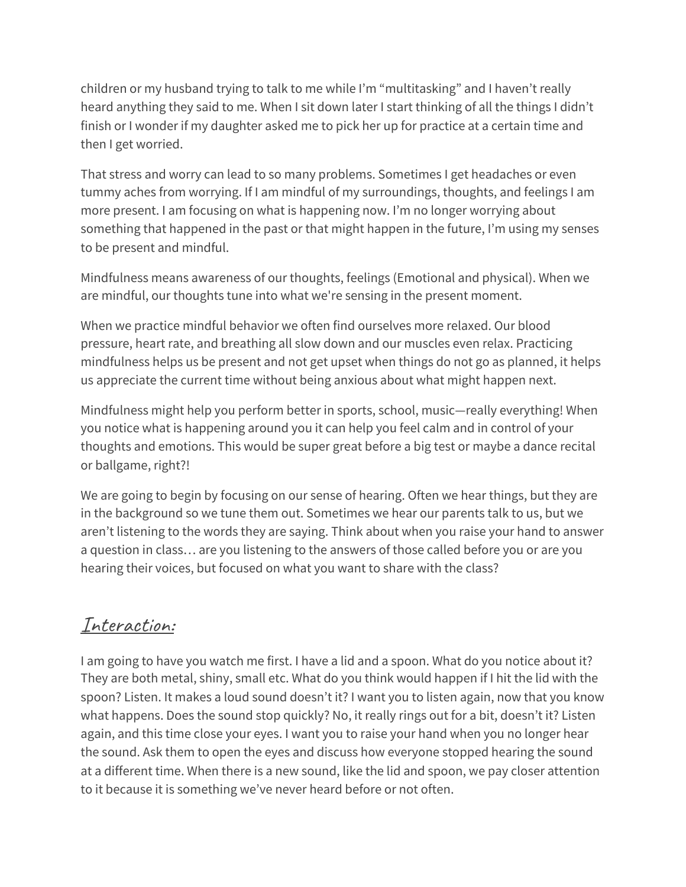children or my husband trying to talk to me while I'm "multitasking" and I haven't really heard anything they said to me. When I sit down later I start thinking of all the things I didn't finish or I wonder if my daughter asked me to pick her up for practice at a certain time and then I get worried.

That stress and worry can lead to so many problems. Sometimes I get headaches or even tummy aches from worrying. If I am mindful of my surroundings, thoughts, and feelings I am more present. I am focusing on what is happening now. I'm no longer worrying about something that happened in the past or that might happen in the future, I'm using my senses to be present and mindful.

Mindfulness means awareness of our thoughts, feelings (Emotional and physical). When we are mindful, our thoughts tune into what we're sensing in the present moment.

When we practice mindful behavior we often find ourselves more relaxed. Our blood pressure, heart rate, and breathing all slow down and our muscles even relax. Practicing mindfulness helps us be present and not get upset when things do not go as planned, it helps us appreciate the current time without being anxious about what might happen next.

Mindfulness might help you perform better in sports, school, music—really everything! When you notice what is happening around you it can help you feel calm and in control of your thoughts and emotions. This would be super great before a big test or maybe a dance recital or ballgame, right?!

We are going to begin by focusing on our sense of hearing. Often we hear things, but they are in the background so we tune them out. Sometimes we hear our parents talk to us, but we aren't listening to the words they are saying. Think about when you raise your hand to answer a question in class… are you listening to the answers of those called before you or are you hearing their voices, but focused on what you want to share with the class?

## Interaction:

I am going to have you watch me first. I have a lid and a spoon. What do you notice about it? They are both metal, shiny, small etc. What do you think would happen if I hit the lid with the spoon? Listen. It makes a loud sound doesn't it? I want you to listen again, now that you know what happens. Does the sound stop quickly? No, it really rings out for a bit, doesn't it? Listen again, and this time close your eyes. I want you to raise your hand when you no longer hear the sound. Ask them to open the eyes and discuss how everyone stopped hearing the sound at a different time. When there is a new sound, like the lid and spoon, we pay closer attention to it because it is something we've never heard before or not often.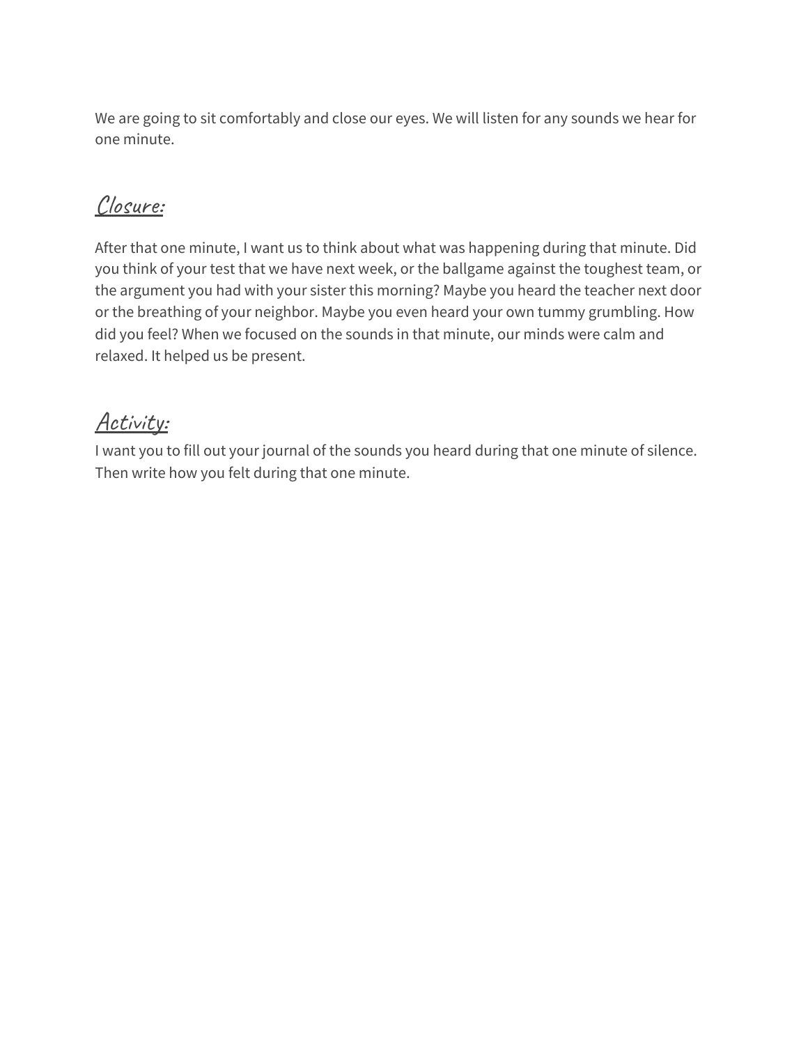We are going to sit comfortably and close our eyes. We will listen for any sounds we hear for one minute.

## Closure:

After that one minute, I want us to think about what was happening during that minute. Did you think of your test that we have next week, or the ballgame against the toughest team, or the argument you had with your sister this morning? Maybe you heard the teacher next door or the breathing of your neighbor. Maybe you even heard your own tummy grumbling. How did you feel? When we focused on the sounds in that minute, our minds were calm and relaxed. It helped us be present.

## Activity:

I want you to fill out your journal of the sounds you heard during that one minute of silence. Then write how you felt during that one minute.